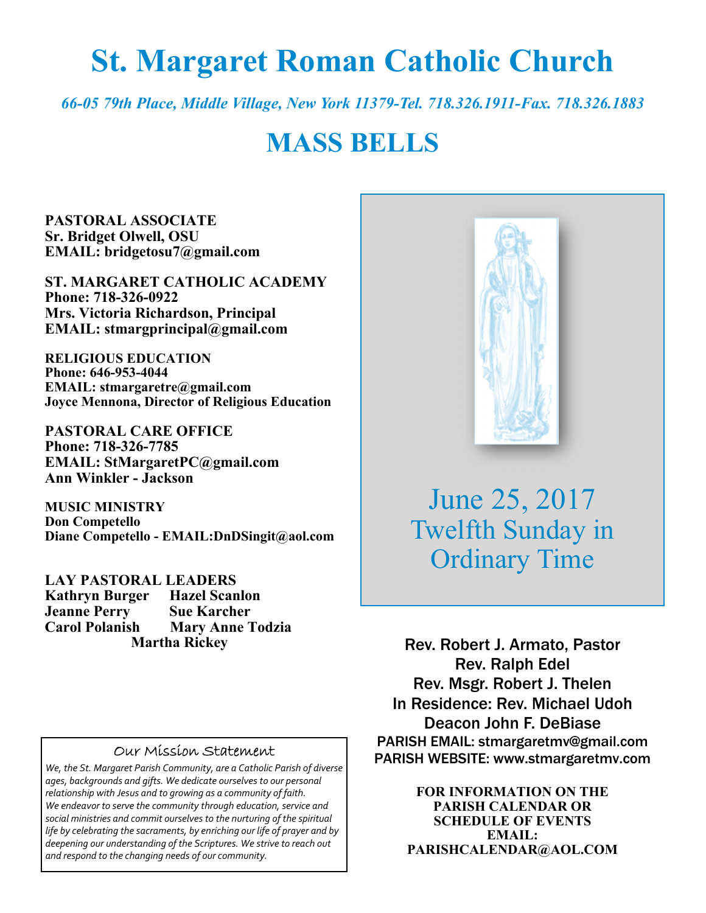# St. Margaret Roman Catholic Church

*66-05 79th Place, Middle Village, New York 11379-Tel. 718.326.1911-Fax. 718.326.1883*

# MASS BELLS

**PASTORAL ASSOCIATE**
**Sr. Bridget Olwell, OSU**
**EMAIL: bridgetosu7@gmail.com**

**ST. MARGARET CATHOLIC ACADEMY**
**Phone: 718-326-0922**
**Mrs. Victoria Richardson, Principal**
**EMAIL: stmargprincipal@gmail.com**

**RELIGIOUS EDUCATION**
**Phone: 646-953-4044**
**EMAIL: stmargaretre@gmail.com**
**Joyce Mennona, Director of Religious Education**

**PASTORAL CARE OFFICE**
**Phone: 718-326-7785**
**EMAIL: StMargaretPC@gmail.com**
**Ann Winkler - Jackson**

**MUSIC MINISTRY**
**Don Competello**
**Diane Competello - EMAIL:DnDSingit@aol.com**

**LAY PASTORAL LEADERS**
**Kathryn Burger   Hazel Scanlon**
**Jeanne Perry   Sue Karcher**
**Carol Polanish   Mary Anne Todzia**
**Martha Rickey**

June 25, 2017
Twelfth Sunday in Ordinary Time

Rev. Robert J. Armato, Pastor
Rev. Ralph Edel
Rev. Msgr. Robert J. Thelen
In Residence: Rev. Michael Udoh
Deacon John F. DeBiase
PARISH EMAIL: stmargaretmv@gmail.com
PARISH WEBSITE: www.stmargaretmv.com

**FOR INFORMATION ON THE PARISH CALENDAR OR SCHEDULE OF EVENTS EMAIL: PARISHCALENDAR@AOL.COM**

## Our Mission Statement

*We, the St. Margaret Parish Community, are a Catholic Parish of diverse ages, backgrounds and gifts. We dedicate ourselves to our personal relationship with Jesus and to growing as a community of faith. We endeavor to serve the community through education, service and social ministries and commit ourselves to the nurturing of the spiritual life by celebrating the sacraments, by enriching our life of prayer and by deepening our understanding of the Scriptures. We strive to reach out and respond to the changing needs of our community.*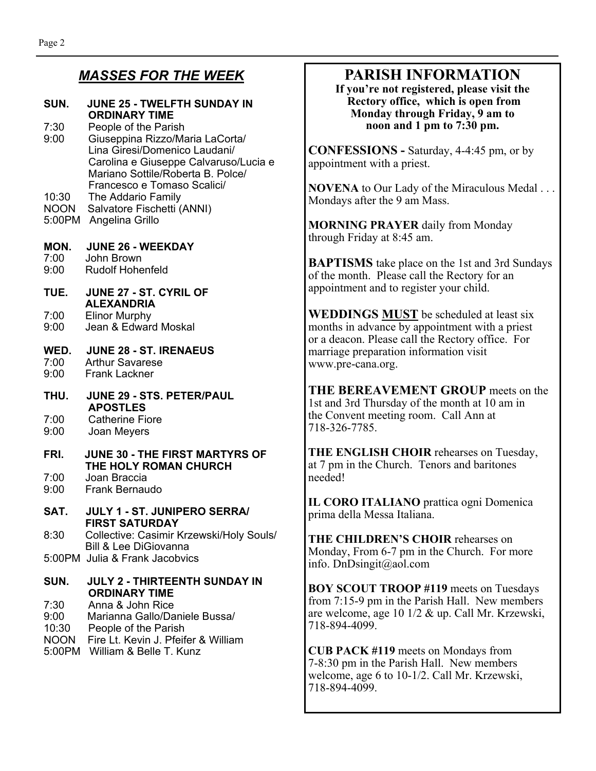## *MASSES FOR THE WEEK*

**SUN. JUNE 25 - TWELFTH SUNDAY IN ORDINARY TIME**

7:30 People of the Parish
9:00 Giuseppina Rizzo/Maria LaCorta/ Lina Giresi/Domenico Laudani/ Carolina e Giuseppe Calvaruso/Lucia e Mariano Sottile/Roberta B. Polce/ Francesco e Tomaso Scalici/
10:30 The Addario Family
NOON Salvatore Fischetti (ANNI)
5:00PM Angelina Grillo

**MON. JUNE 26 - WEEKDAY**

7:00 John Brown
9:00 Rudolf Hohenfeld

**TUE. JUNE 27 - ST. CYRIL OF ALEXANDRIA**

7:00 Elinor Murphy
9:00 Jean & Edward Moskal

**WED. JUNE 28 - ST. IRENAEUS**

7:00 Arthur Savarese
9:00 Frank Lackner

**THU. JUNE 29 - STS. PETER/PAUL APOSTLES**

7:00 Catherine Fiore
9:00 Joan Meyers

**FRI. JUNE 30 - THE FIRST MARTYRS OF THE HOLY ROMAN CHURCH**

7:00 Joan Braccia
9:00 Frank Bernaudo

**SAT. JULY 1 - ST. JUNIPERO SERRA/ FIRST SATURDAY**

8:30 Collective: Casimir Krzewski/Holy Souls/ Bill & Lee DiGiovanna
5:00PM Julia & Frank Jacobvics

**SUN. JULY 2 - THIRTEENTH SUNDAY IN ORDINARY TIME**

7:30 Anna & John Rice
9:00 Marianna Gallo/Daniele Bussa/
10:30 People of the Parish
NOON Fire Lt. Kevin J. Pfeifer & William
5:00PM William & Belle T. Kunz

## PARISH INFORMATION

**If you're not registered, please visit the Rectory office, which is open from Monday through Friday, 9 am to noon and 1 pm to 7:30 pm.**

**CONFESSIONS -** Saturday, 4-4:45 pm, or by appointment with a priest.

**NOVENA** to Our Lady of the Miraculous Medal . . . Mondays after the 9 am Mass.

**MORNING PRAYER** daily from Monday through Friday at 8:45 am.

**BAPTISMS** take place on the 1st and 3rd Sundays of the month. Please call the Rectory for an appointment and to register your child.

**WEDDINGS MUST** be scheduled at least six months in advance by appointment with a priest or a deacon. Please call the Rectory office. For marriage preparation information visit www.pre-cana.org.

**THE BEREAVEMENT GROUP** meets on the 1st and 3rd Thursday of the month at 10 am in the Convent meeting room. Call Ann at 718-326-7785.

**THE ENGLISH CHOIR** rehearses on Tuesday, at 7 pm in the Church. Tenors and baritones needed!

**IL CORO ITALIANO** prattica ogni Domenica prima della Messa Italiana.

**THE CHILDREN'S CHOIR** rehearses on Monday, From 6-7 pm in the Church. For more info. DnDsingit@aol.com

**BOY SCOUT TROOP #119** meets on Tuesdays from 7:15-9 pm in the Parish Hall. New members are welcome, age 10 1/2 & up. Call Mr. Krzewski, 718-894-4099.

**CUB PACK #119** meets on Mondays from 7-8:30 pm in the Parish Hall. New members welcome, age 6 to 10-1/2. Call Mr. Krzewski, 718-894-4099.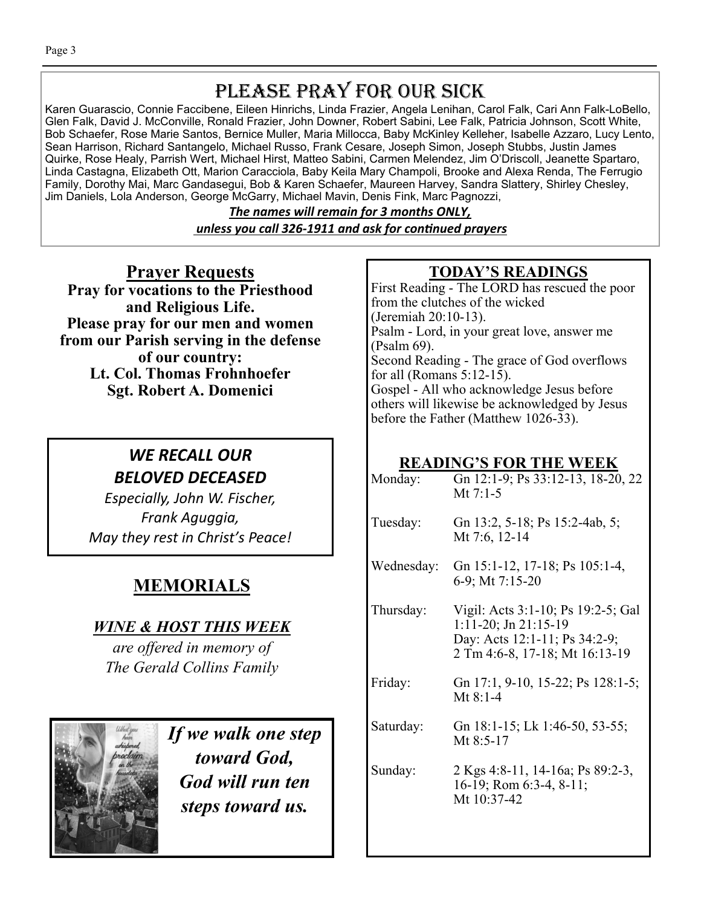# PLEASE PRAY FOR OUR SICK

Karen Guarascio, Connie Faccibene, Eileen Hinrichs, Linda Frazier, Angela Lenihan, Carol Falk, Cari Ann Falk-LoBello, Glen Falk, David J. McConville, Ronald Frazier, John Downer, Robert Sabini, Lee Falk, Patricia Johnson, Scott White, Bob Schaefer, Rose Marie Santos, Bernice Muller, Maria Millocca, Baby McKinley Kelleher, Isabelle Azzaro, Lucy Lento, Sean Harrison, Richard Santangelo, Michael Russo, Frank Cesare, Joseph Simon, Joseph Stubbs, Justin James Quirke, Rose Healy, Parrish Wert, Michael Hirst, Matteo Sabini, Carmen Melendez, Jim O'Driscoll, Jeanette Spartaro, Linda Castagna, Elizabeth Ott, Marion Caracciola, Baby Keila Mary Champoli, Brooke and Alexa Renda, The Ferrugio Family, Dorothy Mai, Marc Gandasegui, Bob & Karen Schaefer, Maureen Harvey, Sandra Slattery, Shirley Chesley, Jim Daniels, Lola Anderson, George McGarry, Michael Mavin, Denis Fink, Marc Pagnozzi,

***The names will remain for 3 months ONLY,***
***unless you call 326-1911 and ask for continued prayers***

## Prayer Requests

**Pray for vocations to the Priesthood and Religious Life.**
**Please pray for our men and women from our Parish serving in the defense of our country:**
**Lt. Col. Thomas Frohnhoefer**
**Sgt. Robert A. Domenici**

### *WE RECALL OUR BELOVED DECEASED*

*Especially, John W. Fischer,*
*Frank Aguggia,*
*May they rest in Christ's Peace!*

## MEMORIALS

***WINE & HOST THIS WEEK***
*are offered in memory of*
*The Gerald Collins Family*

***If we walk one step toward God, God will run ten steps toward us.***

## TODAY'S READINGS

First Reading - The LORD has rescued the poor from the clutches of the wicked (Jeremiah 20:10-13).
Psalm - Lord, in your great love, answer me (Psalm 69).
Second Reading - The grace of God overflows for all (Romans 5:12-15).
Gospel - All who acknowledge Jesus before others will likewise be acknowledged by Jesus before the Father (Matthew 1026-33).

## READING'S FOR THE WEEK

| Day | Readings |
|---|---|
| Monday: | Gn 12:1-9; Ps 33:12-13, 18-20, 22 Mt 7:1-5 |
| Tuesday: | Gn 13:2, 5-18; Ps 15:2-4ab, 5; Mt 7:6, 12-14 |
| Wednesday: | Gn 15:1-12, 17-18; Ps 105:1-4, 6-9; Mt 7:15-20 |
| Thursday: | Vigil: Acts 3:1-10; Ps 19:2-5; Gal 1:11-20; Jn 21:15-19<br>Day: Acts 12:1-11; Ps 34:2-9; 2 Tm 4:6-8, 17-18; Mt 16:13-19 |
| Friday: | Gn 17:1, 9-10, 15-22; Ps 128:1-5; Mt 8:1-4 |
| Saturday: | Gn 18:1-15; Lk 1:46-50, 53-55; Mt 8:5-17 |
| Sunday: | 2 Kgs 4:8-11, 14-16a; Ps 89:2-3, 16-19; Rom 6:3-4, 8-11; Mt 10:37-42 |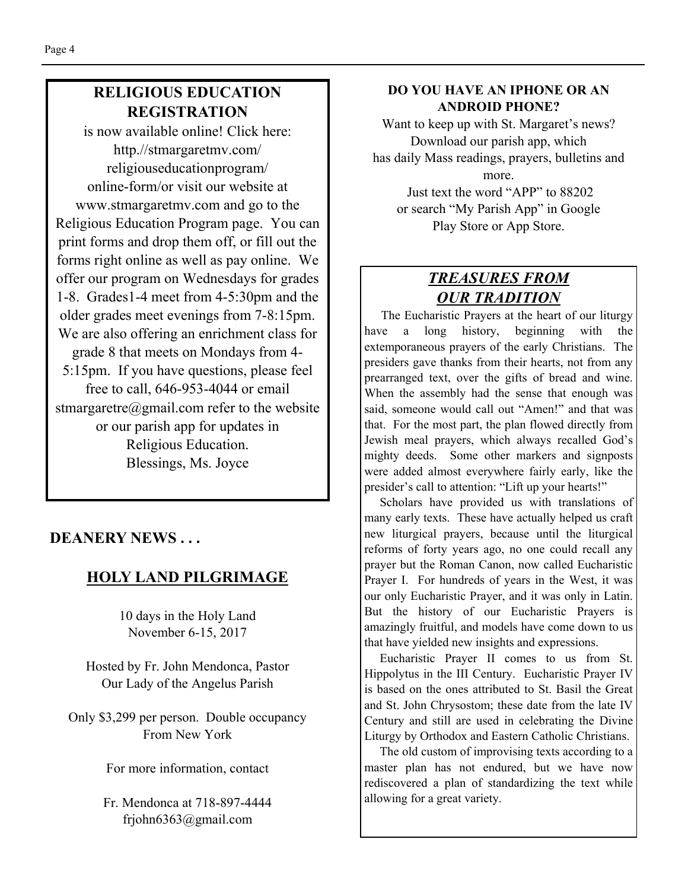## RELIGIOUS EDUCATION REGISTRATION

is now available online! Click here: http.//stmargaretmv.com/religiouseducationprogram/online-form/or visit our website at www.stmargaretmv.com and go to the Religious Education Program page. You can print forms and drop them off, or fill out the forms right online as well as pay online. We offer our program on Wednesdays for grades 1-8. Grades1-4 meet from 4-5:30pm and the older grades meet evenings from 7-8:15pm. We are also offering an enrichment class for grade 8 that meets on Mondays from 4-5:15pm. If you have questions, please feel free to call, 646-953-4044 or email stmargaretre@gmail.com refer to the website or our parish app for updates in Religious Education.

Blessings, Ms. Joyce

## DEANERY NEWS . . .

### HOLY LAND PILGRIMAGE

10 days in the Holy Land
November 6-15, 2017

Hosted by Fr. John Mendonca, Pastor
Our Lady of the Angelus Parish

Only $3,299 per person. Double occupancy
From New York

For more information, contact

Fr. Mendonca at 718-897-4444
frjohn6363@gmail.com

**DO YOU HAVE AN IPHONE OR AN ANDROID PHONE?**

Want to keep up with St. Margaret's news? Download our parish app, which has daily Mass readings, prayers, bulletins and more.

Just text the word "APP" to 88202 or search "My Parish App" in Google Play Store or App Store.

## *TREASURES FROM OUR TRADITION*

The Eucharistic Prayers at the heart of our liturgy have a long history, beginning with the extemporaneous prayers of the early Christians. The presiders gave thanks from their hearts, not from any prearranged text, over the gifts of bread and wine. When the assembly had the sense that enough was said, someone would call out "Amen!" and that was that. For the most part, the plan flowed directly from Jewish meal prayers, which always recalled God's mighty deeds. Some other markers and signposts were added almost everywhere fairly early, like the presider's call to attention: "Lift up your hearts!"

Scholars have provided us with translations of many early texts. These have actually helped us craft new liturgical prayers, because until the liturgical reforms of forty years ago, no one could recall any prayer but the Roman Canon, now called Eucharistic Prayer I. For hundreds of years in the West, it was our only Eucharistic Prayer, and it was only in Latin. But the history of our Eucharistic Prayers is amazingly fruitful, and models have come down to us that have yielded new insights and expressions.

Eucharistic Prayer II comes to us from St. Hippolytus in the III Century. Eucharistic Prayer IV is based on the ones attributed to St. Basil the Great and St. John Chrysostom; these date from the late IV Century and still are used in celebrating the Divine Liturgy by Orthodox and Eastern Catholic Christians.

The old custom of improvising texts according to a master plan has not endured, but we have now rediscovered a plan of standardizing the text while allowing for a great variety.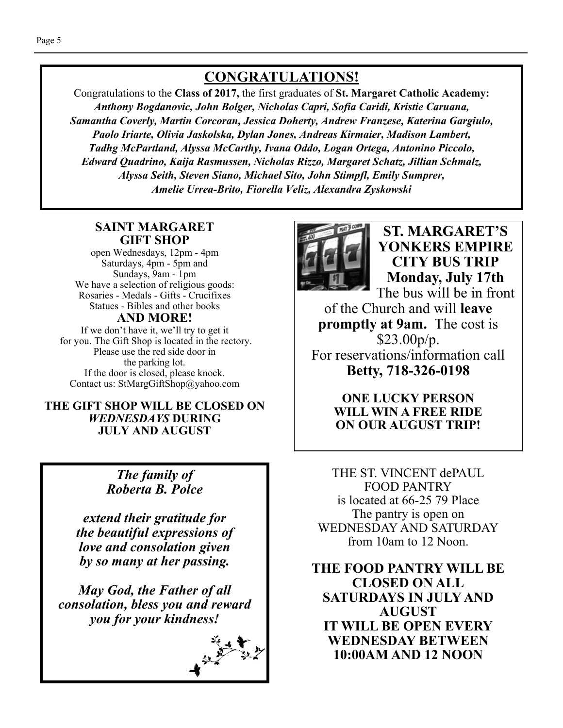## CONGRATULATIONS!

Congratulations to the **Class of 2017,** the first graduates of **St. Margaret Catholic Academy:**
***Anthony Bogdanovic, John Bolger, Nicholas Capri, Sofia Caridi, Kristie Caruana, Samantha Coverly, Martin Corcoran, Jessica Doherty, Andrew Franzese, Katerina Gargiulo, Paolo Iriarte, Olivia Jaskolska, Dylan Jones, Andreas Kirmaier, Madison Lambert, Tadhg McPartland, Alyssa McCarthy, Ivana Oddo, Logan Ortega, Antonino Piccolo, Edward Quadrino, Kaija Rasmussen, Nicholas Rizzo, Margaret Schatz, Jillian Schmalz, Alyssa Seith, Steven Siano, Michael Sito, John Stimpfl, Emily Sumprer, Amelie Urrea-Brito, Fiorella Veliz, Alexandra Zyskowski***

## SAINT MARGARET GIFT SHOP

open Wednesdays, 12pm - 4pm
Saturdays, 4pm - 5pm and
Sundays, 9am - 1pm
We have a selection of religious goods:
Rosaries - Medals - Gifts - Crucifixes
Statues - Bibles and other books

**AND MORE!**

If we don't have it, we'll try to get it for you. The Gift Shop is located in the rectory. Please use the red side door in the parking lot.
If the door is closed, please knock.
Contact us: StMargGiftShop@yahoo.com

**THE GIFT SHOP WILL BE CLOSED ON *WEDNESDAYS* DURING JULY AND AUGUST**

## ST. MARGARET'S YONKERS EMPIRE CITY BUS TRIP
### Monday, July 17th

The bus will be in front of the Church and will **leave promptly at 9am.** The cost is $23.00p/p.
For reservations/information call
**Betty, 718-326-0198**

**ONE LUCKY PERSON WILL WIN A FREE RIDE ON OUR AUGUST TRIP!**

***The family of Roberta B. Polce***

***extend their gratitude for the beautiful expressions of love and consolation given by so many at her passing.***

***May God, the Father of all consolation, bless you and reward you for your kindness!***

THE ST. VINCENT dePAUL FOOD PANTRY
is located at 66-25 79 Place
The pantry is open on
WEDNESDAY AND SATURDAY
from 10am to 12 Noon.

**THE FOOD PANTRY WILL BE CLOSED ON ALL SATURDAYS IN JULY AND AUGUST
IT WILL BE OPEN EVERY WEDNESDAY BETWEEN 10:00AM AND 12 NOON**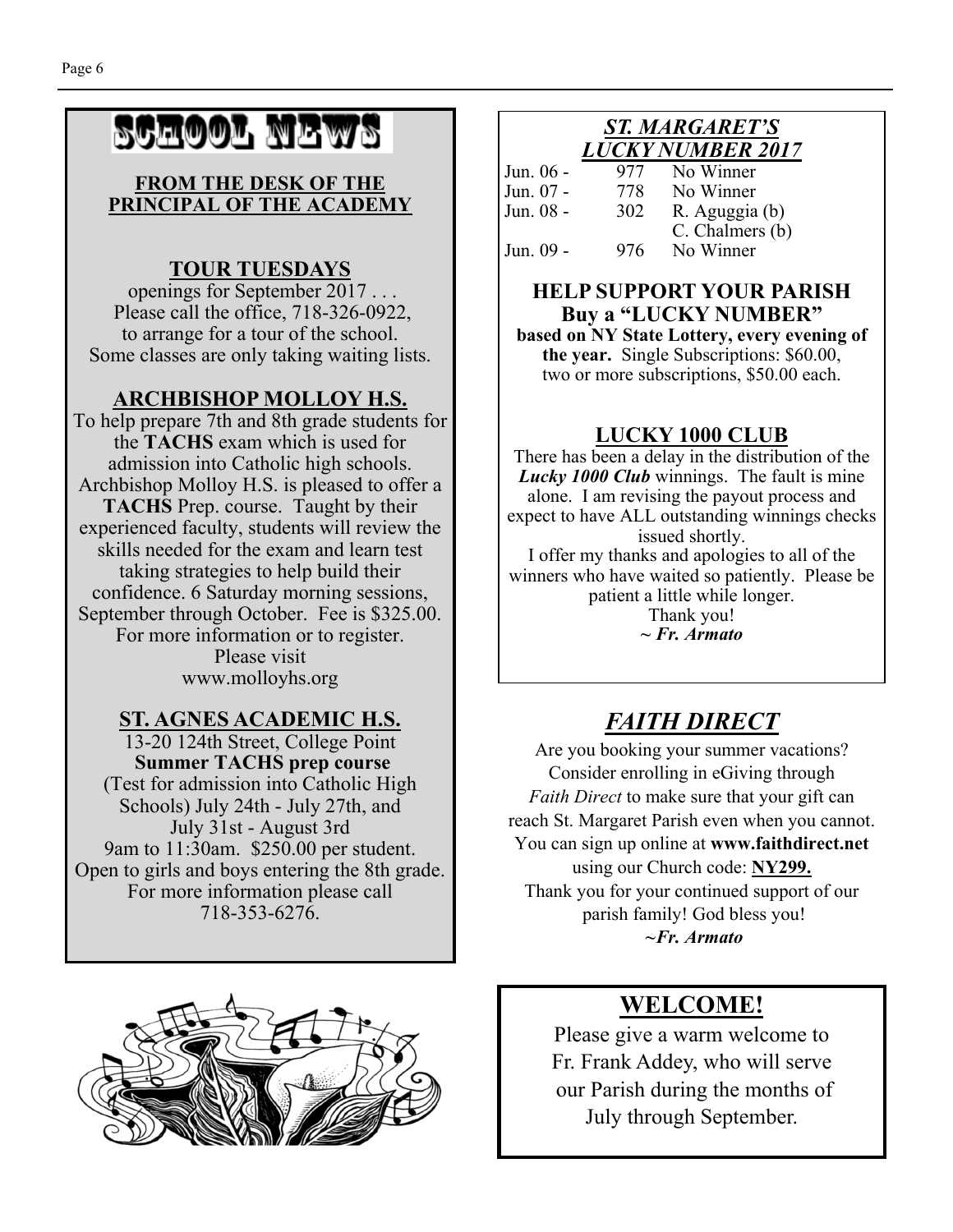# SCHOOL NEWS

**FROM THE DESK OF THE PRINCIPAL OF THE ACADEMY**

## TOUR TUESDAYS

openings for September 2017 . . .
Please call the office, 718-326-0922, to arrange for a tour of the school.
Some classes are only taking waiting lists.

## ARCHBISHOP MOLLOY H.S.

To help prepare 7th and 8th grade students for the **TACHS** exam which is used for admission into Catholic high schools. Archbishop Molloy H.S. is pleased to offer a **TACHS** Prep. course. Taught by their experienced faculty, students will review the skills needed for the exam and learn test taking strategies to help build their confidence. 6 Saturday morning sessions, September through October. Fee is $325.00. For more information or to register. Please visit www.molloyhs.org

## ST. AGNES ACADEMIC H.S.

13-20 124th Street, College Point
**Summer TACHS prep course**
(Test for admission into Catholic High Schools) July 24th - July 27th, and July 31st - August 3rd
9am to 11:30am. $250.00 per student.
Open to girls and boys entering the 8th grade.
For more information please call 718-353-6276.

## *ST. MARGARET'S LUCKY NUMBER 2017*

| | | |
|---|---|---|
| Jun. 06 - | 977 | No Winner |
| Jun. 07 - | 778 | No Winner |
| Jun. 08 - | 302 | R. Aguggia (b) |
| | | C. Chalmers (b) |
| Jun. 09 - | 976 | No Winner |

**HELP SUPPORT YOUR PARISH**
**Buy a "LUCKY NUMBER"**
**based on NY State Lottery, every evening of the year.** Single Subscriptions: $60.00, two or more subscriptions, $50.00 each.

## LUCKY 1000 CLUB

There has been a delay in the distribution of the ***Lucky 1000 Club*** winnings. The fault is mine alone. I am revising the payout process and expect to have ALL outstanding winnings checks issued shortly.
I offer my thanks and apologies to all of the winners who have waited so patiently. Please be patient a little while longer.
Thank you!
***~ Fr. Armato***

## *FAITH DIRECT*

Are you booking your summer vacations? Consider enrolling in eGiving through *Faith Direct* to make sure that your gift can reach St. Margaret Parish even when you cannot. You can sign up online at **www.faithdirect.net** using our Church code: **NY299.**
Thank you for your continued support of our parish family! God bless you!
***~Fr. Armato***

## WELCOME!

Please give a warm welcome to Fr. Frank Addey, who will serve our Parish during the months of July through September.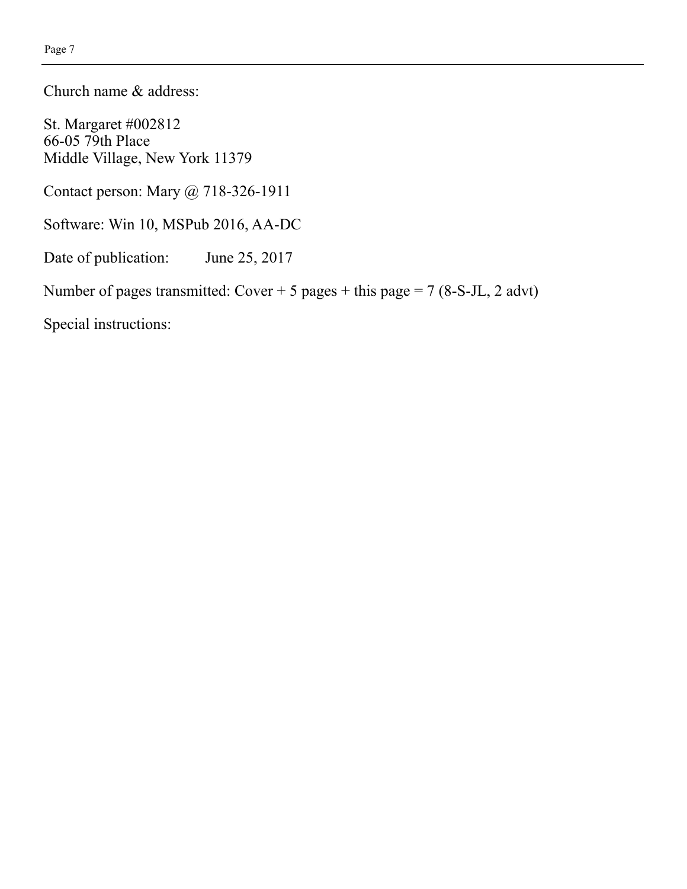Church name & address:

St. Margaret #002812
66-05 79th Place
Middle Village, New York 11379

Contact person: Mary @ 718-326-1911

Software: Win 10, MSPub 2016, AA-DC

Date of publication: June 25, 2017

Number of pages transmitted: Cover + 5 pages + this page = 7 (8-S-JL, 2 advt)

Special instructions: